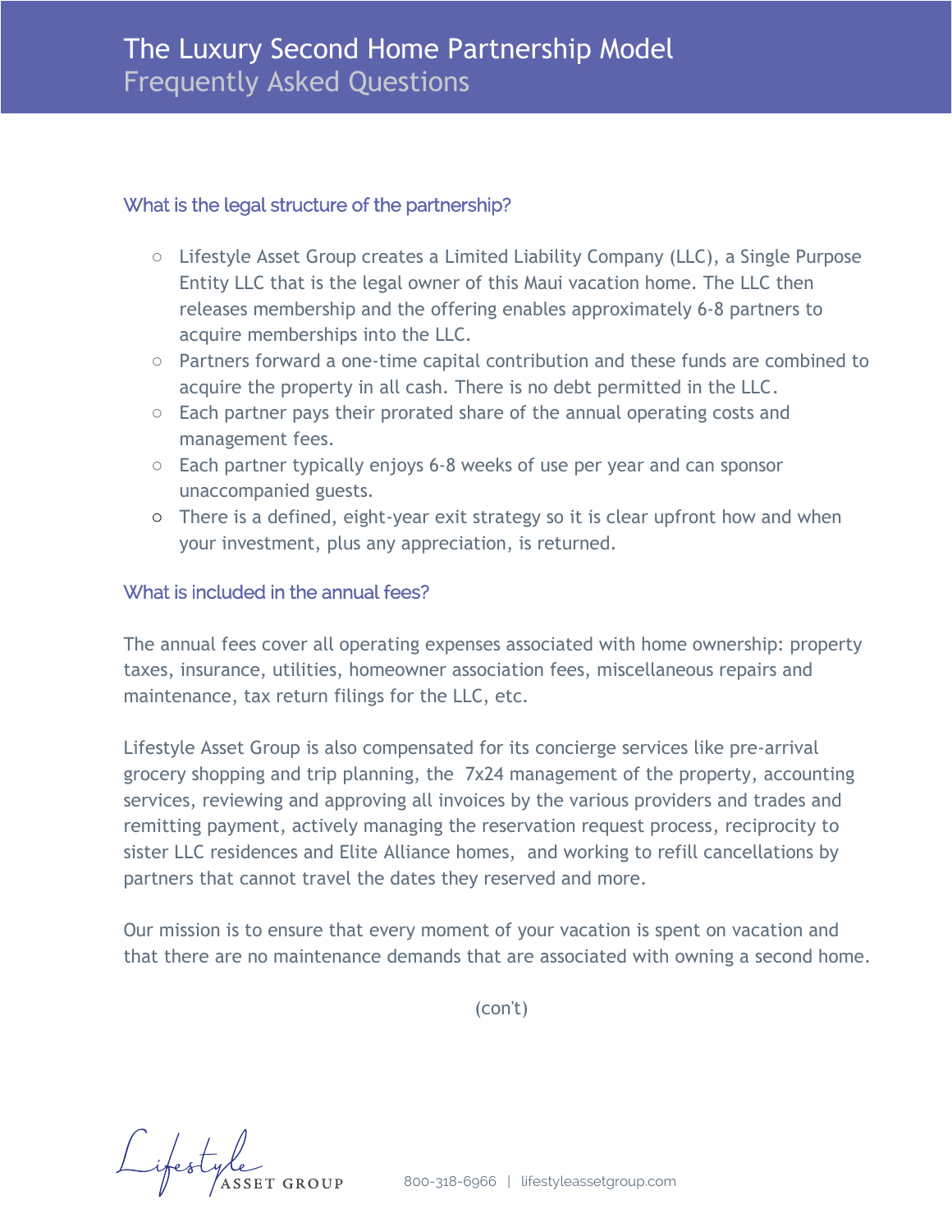# The Luxury Second Home Partnership Model

## Frequently Asked Questions

### What is the legal structure of the partnership?

- Lifestyle Asset Group creates a Limited Liability Company (LLC), a Single Purpose Entity LLC that is the legal owner of this Maui vacation home. The LLC then releases membership and the offering enables approximately 6-8 partners to acquire memberships into the LLC.
- Partners forward a one-time capital contribution and these funds are combined to acquire the property in all cash. There is no debt permitted in the LLC.
- Each partner pays their prorated share of the annual operating costs and management fees.
- Each partner typically enjoys 6-8 weeks of use per year and can sponsor unaccompanied guests.
- There is a defined, eight-year exit strategy so it is clear upfront how and when your investment, plus any appreciation, is returned.

### What is included in the annual fees?

The annual fees cover all operating expenses associated with home ownership: property taxes, insurance, utilities, homeowner association fees, miscellaneous repairs and maintenance, tax return filings for the LLC, etc.

Lifestyle Asset Group is also compensated for its concierge services like pre-arrival grocery shopping and trip planning, the 7x24 management of the property, accounting services, reviewing and approving all invoices by the various providers and trades and remitting payment, actively managing the reservation request process, reciprocity to sister LLC residences and Elite Alliance homes, and working to refill cancellations by partners that cannot travel the dates they reserved and more.

Our mission is to ensure that every moment of your vacation is spent on vacation and that there are no maintenance demands that are associated with owning a second home.

(con't)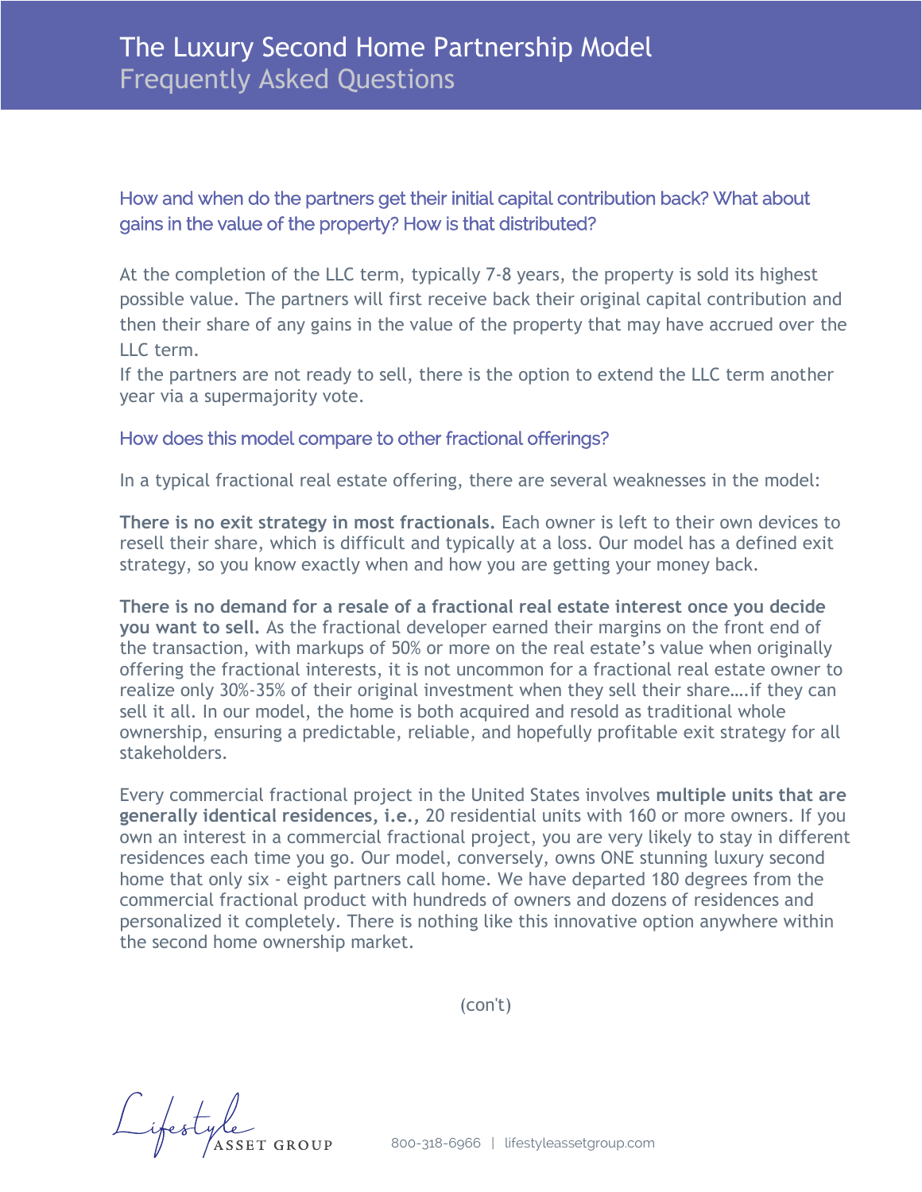### How and when do the partners get their initial capital contribution back? What about gains in the value of the property? How is that distributed?

At the completion of the LLC term, typically 7-8 years, the property is sold its highest possible value. The partners will first receive back their original capital contribution and then their share of any gains in the value of the property that may have accrued over the LLC term.
If the partners are not ready to sell, there is the option to extend the LLC term another year via a supermajority vote.

### How does this model compare to other fractional offerings?

In a typical fractional real estate offering, there are several weaknesses in the model:

**There is no exit strategy in most fractionals.** Each owner is left to their own devices to resell their share, which is difficult and typically at a loss. Our model has a defined exit strategy, so you know exactly when and how you are getting your money back.

**There is no demand for a resale of a fractional real estate interest once you decide you want to sell.** As the fractional developer earned their margins on the front end of the transaction, with markups of 50% or more on the real estate's value when originally offering the fractional interests, it is not uncommon for a fractional real estate owner to realize only 30%-35% of their original investment when they sell their share….if they can sell it all. In our model, the home is both acquired and resold as traditional whole ownership, ensuring a predictable, reliable, and hopefully profitable exit strategy for all stakeholders.

Every commercial fractional project in the United States involves **multiple units that are generally identical residences, i.e.,** 20 residential units with 160 or more owners. If you own an interest in a commercial fractional project, you are very likely to stay in different residences each time you go. Our model, conversely, owns ONE stunning luxury second home that only six - eight partners call home. We have departed 180 degrees from the commercial fractional product with hundreds of owners and dozens of residences and personalized it completely. There is nothing like this innovative option anywhere within the second home ownership market.

(con't)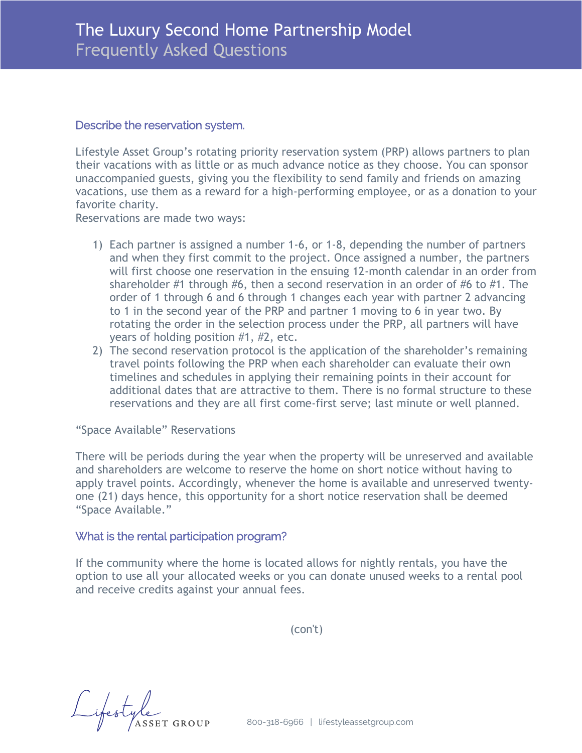# The Luxury Second Home Partnership Model
## Frequently Asked Questions

### Describe the reservation system.

Lifestyle Asset Group's rotating priority reservation system (PRP) allows partners to plan their vacations with as little or as much advance notice as they choose. You can sponsor unaccompanied guests, giving you the flexibility to send family and friends on amazing vacations, use them as a reward for a high-performing employee, or as a donation to your favorite charity.
Reservations are made two ways:

1) Each partner is assigned a number 1-6, or 1-8, depending the number of partners and when they first commit to the project. Once assigned a number, the partners will first choose one reservation in the ensuing 12-month calendar in an order from shareholder #1 through #6, then a second reservation in an order of #6 to #1. The order of 1 through 6 and 6 through 1 changes each year with partner 2 advancing to 1 in the second year of the PRP and partner 1 moving to 6 in year two. By rotating the order in the selection process under the PRP, all partners will have years of holding position #1, #2, etc.
2) The second reservation protocol is the application of the shareholder's remaining travel points following the PRP when each shareholder can evaluate their own timelines and schedules in applying their remaining points in their account for additional dates that are attractive to them. There is no formal structure to these reservations and they are all first come-first serve; last minute or well planned.

"Space Available" Reservations

There will be periods during the year when the property will be unreserved and available and shareholders are welcome to reserve the home on short notice without having to apply travel points. Accordingly, whenever the home is available and unreserved twenty-one (21) days hence, this opportunity for a short notice reservation shall be deemed "Space Available."

### What is the rental participation program?

If the community where the home is located allows for nightly rentals, you have the option to use all your allocated weeks or you can donate unused weeks to a rental pool and receive credits against your annual fees.

(con't)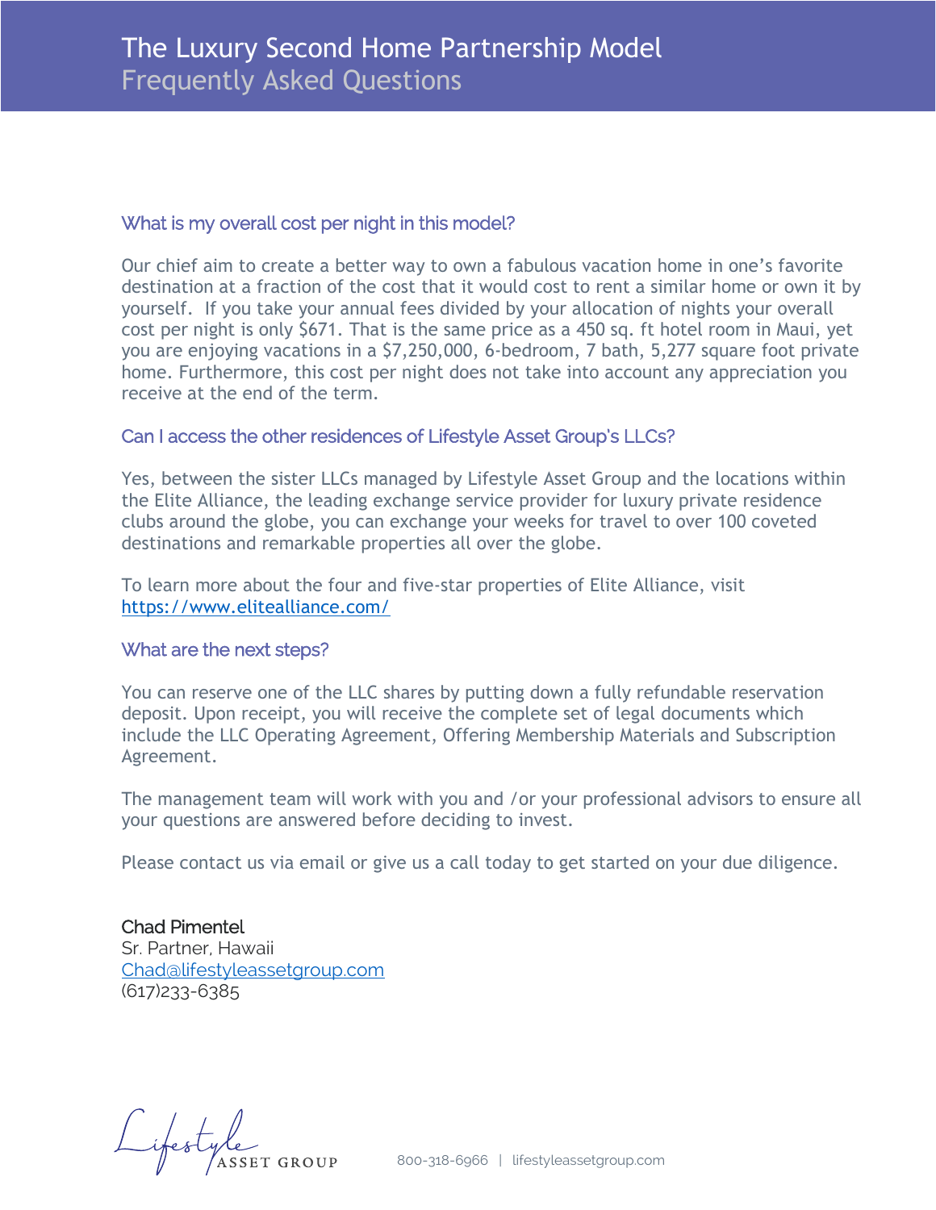# The Luxury Second Home Partnership Model
## Frequently Asked Questions

### What is my overall cost per night in this model?

Our chief aim to create a better way to own a fabulous vacation home in one's favorite destination at a fraction of the cost that it would cost to rent a similar home or own it by yourself. If you take your annual fees divided by your allocation of nights your overall cost per night is only $671. That is the same price as a 450 sq. ft hotel room in Maui, yet you are enjoying vacations in a $7,250,000, 6-bedroom, 7 bath, 5,277 square foot private home. Furthermore, this cost per night does not take into account any appreciation you receive at the end of the term.

### Can I access the other residences of Lifestyle Asset Group's LLCs?

Yes, between the sister LLCs managed by Lifestyle Asset Group and the locations within the Elite Alliance, the leading exchange service provider for luxury private residence clubs around the globe, you can exchange your weeks for travel to over 100 coveted destinations and remarkable properties all over the globe.

To learn more about the four and five-star properties of Elite Alliance, visit https://www.elitealliance.com/

### What are the next steps?

You can reserve one of the LLC shares by putting down a fully refundable reservation deposit. Upon receipt, you will receive the complete set of legal documents which include the LLC Operating Agreement, Offering Membership Materials and Subscription Agreement.

The management team will work with you and /or your professional advisors to ensure all your questions are answered before deciding to invest.

Please contact us via email or give us a call today to get started on your due diligence.

**Chad Pimentel**
Sr. Partner, Hawaii
Chad@lifestyleassetgroup.com
(617)233-6385

Lifestyle ASSET GROUP    800-318-6966 | lifestyleassetgroup.com